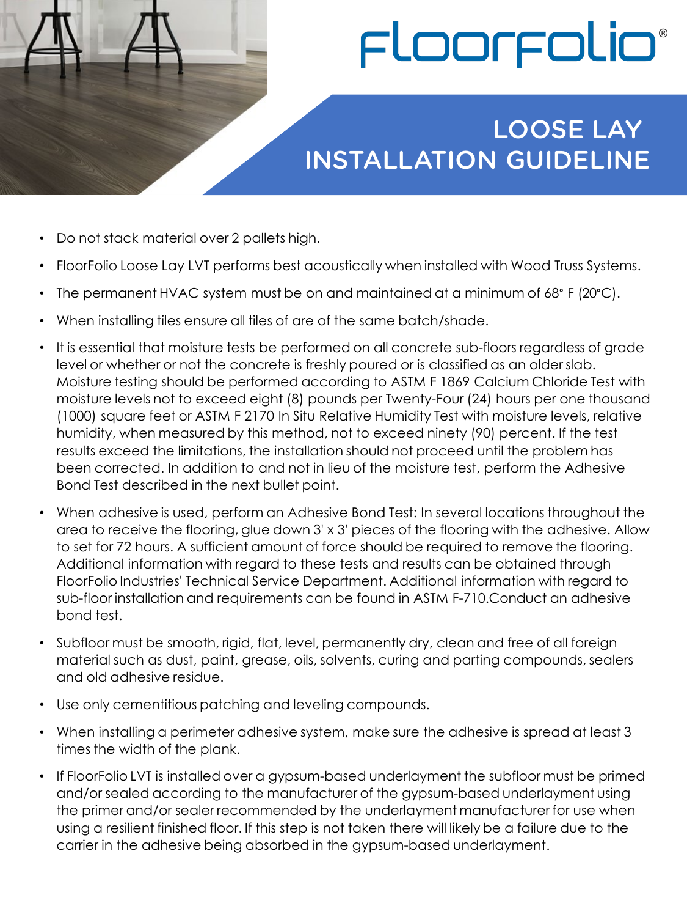# FloorFolio®

## LOOSE LAY INSTALLATION GUIDELINE

- Do not stack material over 2 pallets high.
- FloorFolio Loose Lay LVT performs best acoustically when installed with Wood Truss Systems.
- The permanent HVAC system must be on and maintained at a minimum of 68° F (20°C).
- When installing tiles ensure all tiles of are of the same batch/shade.
- It is essential that moisture tests be performed on all concrete sub-floors regardless of grade level or whether or not the concrete is freshly poured or is classified as an older slab. Moisture testing should be performed according to ASTM F 1869 Calcium Chloride Test with moisture levels not to exceed eight (8) pounds per Twenty-Four (24) hours per one thousand (1000) square feet or ASTM F 2170 In Situ Relative Humidity Test with moisture levels, relative humidity, when measured by this method, not to exceed ninety (90) percent. If the test results exceed the limitations, the installation should not proceed until the problem has been corrected. In addition to and not in lieu of the moisture test, perform the Adhesive Bond Test described in the next bullet point.
- When adhesive is used, perform an Adhesive Bond Test: In several locations throughout the area to receive the flooring, glue down 3' x 3' pieces of the flooring with the adhesive. Allow to set for 72 hours. A sufficient amount of force should be required to remove the flooring. Additional information with regard to these tests and results can be obtained through FloorFolio Industries' Technical Service Department. Additional information with regard to sub-floor installation and requirements can be found in ASTM F-710.Conduct an adhesive bond test.
- Subfloor must be smooth, rigid, flat, level, permanently dry, clean and free of all foreign material such as dust, paint, grease, oils, solvents, curing and parting compounds, sealers and old adhesive residue.
- Use only cementitious patching and leveling compounds.
- When installing a perimeter adhesive system, make sure the adhesive is spread at least 3 times the width of the plank.
- If FloorFolio LVT is installed over a gypsum-based underlayment the subfloor must be primed and/or sealed according to the manufacturer of the gypsum-based underlayment using the primer and/or sealer recommended by the underlayment manufacturer for use when using a resilient finished floor. If this step is not taken there will likely be a failure due to the carrier in the adhesive being absorbed in the gypsum-based underlayment.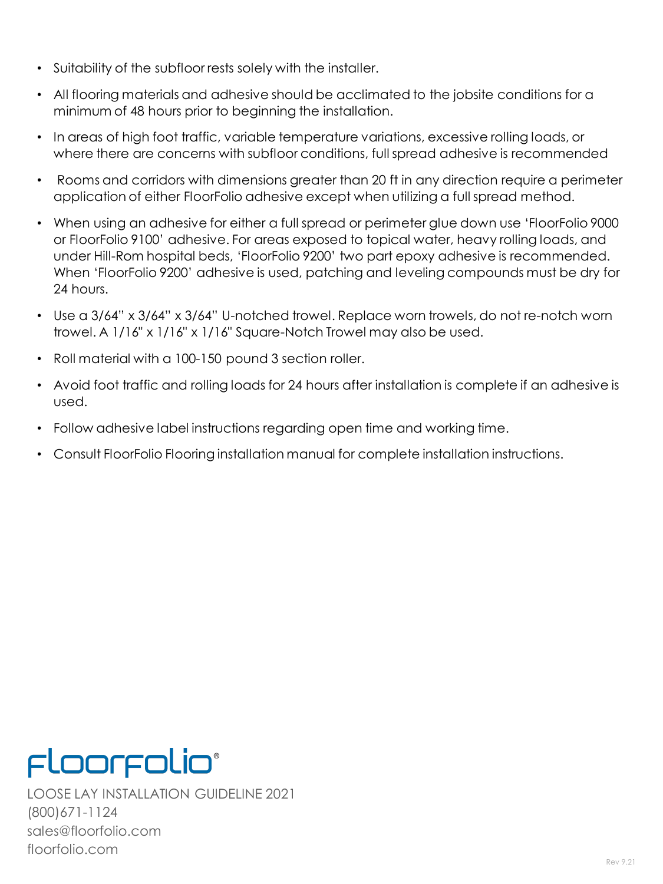- Suitability of the subfloor rests solely with the installer.
- All flooring materials and adhesive should be acclimated to the jobsite conditions for a minimum of 48 hours prior to beginning the installation.
- In areas of high foot traffic, variable temperature variations, excessive rolling loads, or where there are concerns with subfloor conditions, full spread adhesive is recommended
- Rooms and corridors with dimensions greater than 20 ft in any direction require a perimeter application of either FloorFolio adhesive except when utilizing a full spread method.
- When using an adhesive for either a full spread or perimeter glue down use 'FloorFolio 9000 or FloorFolio 9100' adhesive. For areas exposed to topical water, heavy rolling loads, and under Hill-Rom hospital beds, 'FloorFolio 9200' two part epoxy adhesive is recommended. When 'FloorFolio 9200' adhesive is used, patching and leveling compounds must be dry for 24 hours.
- Use a 3/64" x 3/64" x 3/64" U-notched trowel. Replace worn trowels, do not re-notch worn trowel. A 1/16" x 1/16" x 1/16" Square-Notch Trowel may also be used.
- Roll material with a 100-150 pound 3 section roller.
- Avoid foot traffic and rolling loads for 24 hours after installation is complete if an adhesive is used.
- Follow adhesive label instructions regarding open time and working time.
- Consult FloorFolio Flooring installation manual for complete installation instructions.

FloorFolio®

LOOSE LAY INSTALLATION GUIDELINE 2021
(800)671-1124
sales@floorfolio.com
floorfolio.com

Rev 9.21